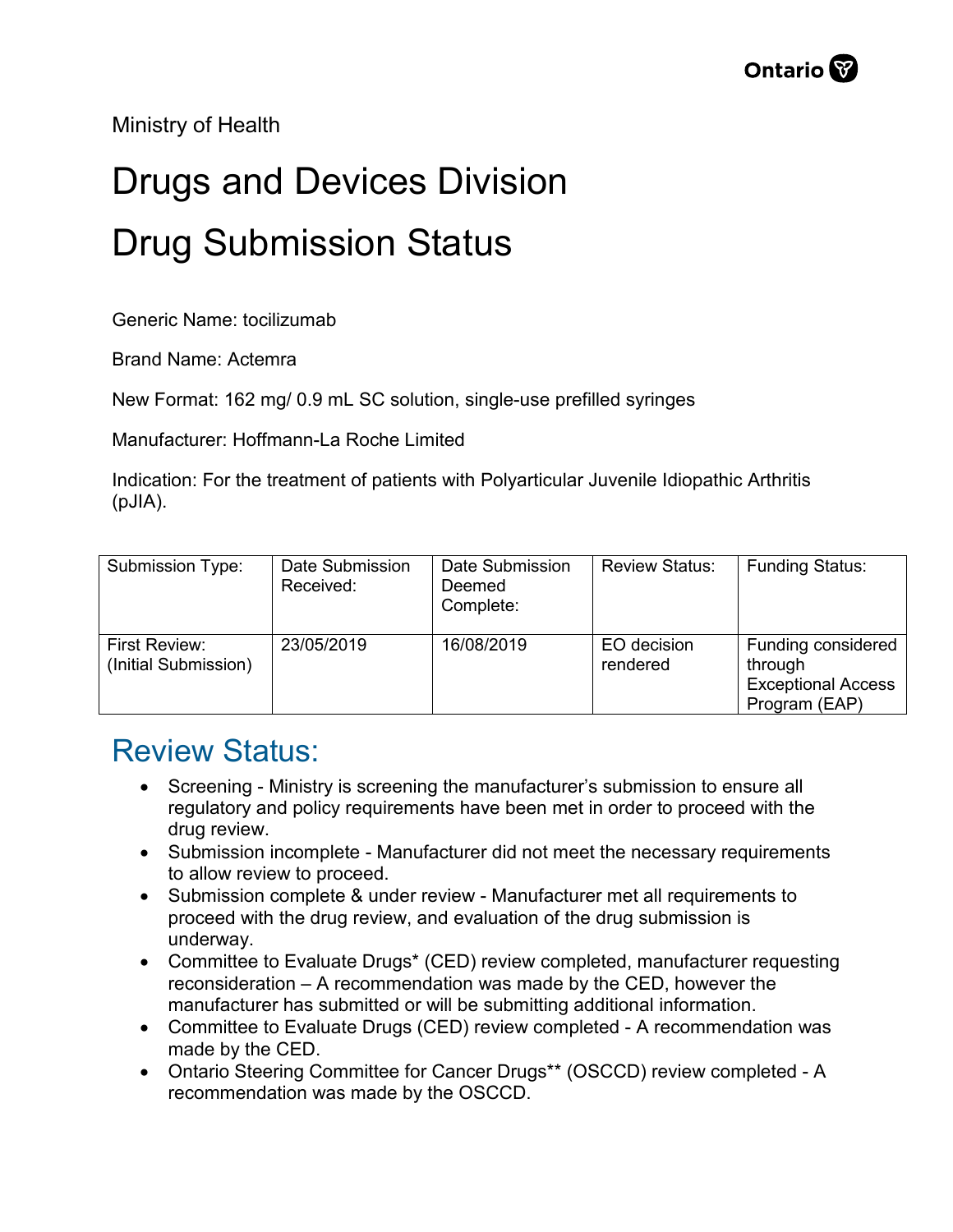Ministry of Health

# Drugs and Devices Division

# Drug Submission Status

Generic Name: tocilizumab

Brand Name: Actemra

New Format: 162 mg/ 0.9 mL SC solution, single-use prefilled syringes

Manufacturer: Hoffmann-La Roche Limited

Indication: For the treatment of patients with Polyarticular Juvenile Idiopathic Arthritis (pJIA).

| Submission Type: | Date Submission Received: | Date Submission Deemed Complete: | Review Status: | Funding Status: |
|---|---|---|---|---|
| First Review: (Initial Submission) | 23/05/2019 | 16/08/2019 | EO decision rendered | Funding considered through Exceptional Access Program (EAP) |

## Review Status:

- Screening - Ministry is screening the manufacturer's submission to ensure all regulatory and policy requirements have been met in order to proceed with the drug review.
- Submission incomplete - Manufacturer did not meet the necessary requirements to allow review to proceed.
- Submission complete & under review - Manufacturer met all requirements to proceed with the drug review, and evaluation of the drug submission is underway.
- Committee to Evaluate Drugs* (CED) review completed, manufacturer requesting reconsideration – A recommendation was made by the CED, however the manufacturer has submitted or will be submitting additional information.
- Committee to Evaluate Drugs (CED) review completed - A recommendation was made by the CED.
- Ontario Steering Committee for Cancer Drugs** (OSCCD) review completed - A recommendation was made by the OSCCD.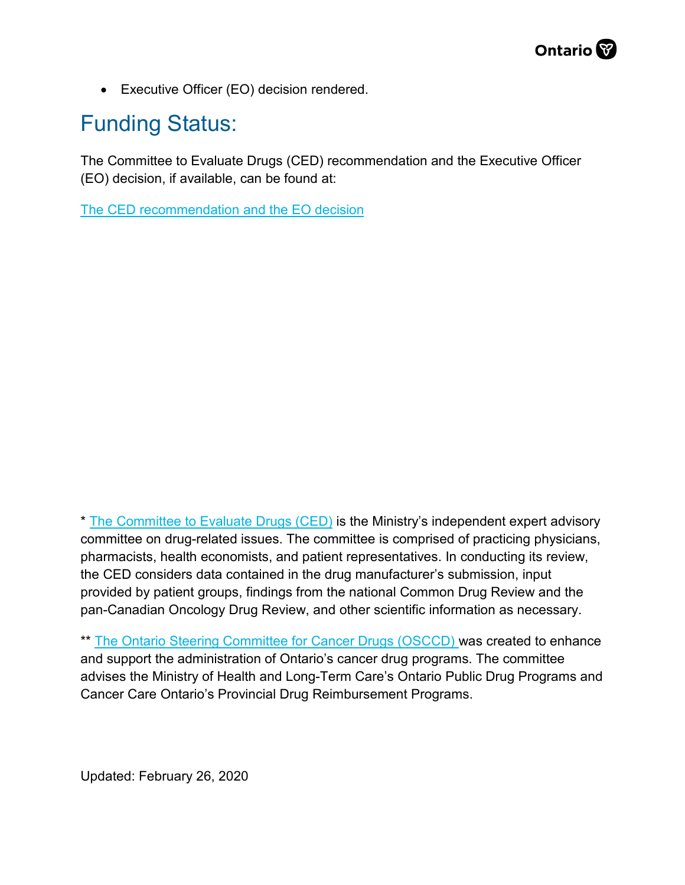- Executive Officer (EO) decision rendered.

# Funding Status:

The Committee to Evaluate Drugs (CED) recommendation and the Executive Officer (EO) decision, if available, can be found at:

The CED recommendation and the EO decision

* The Committee to Evaluate Drugs (CED) is the Ministry's independent expert advisory committee on drug-related issues. The committee is comprised of practicing physicians, pharmacists, health economists, and patient representatives. In conducting its review, the CED considers data contained in the drug manufacturer's submission, input provided by patient groups, findings from the national Common Drug Review and the pan-Canadian Oncology Drug Review, and other scientific information as necessary.

** The Ontario Steering Committee for Cancer Drugs (OSCCD) was created to enhance and support the administration of Ontario's cancer drug programs. The committee advises the Ministry of Health and Long-Term Care's Ontario Public Drug Programs and Cancer Care Ontario's Provincial Drug Reimbursement Programs.

Updated: February 26, 2020